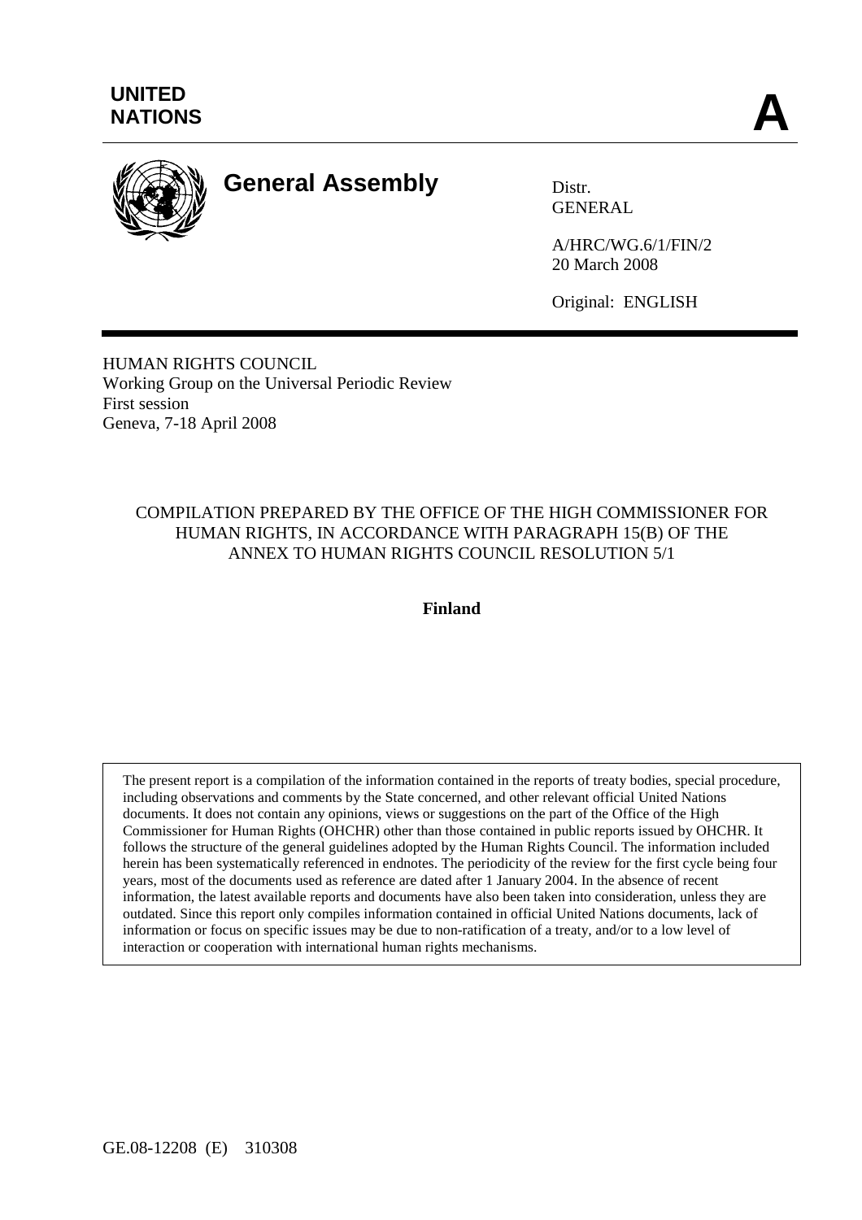**UNITED NATIONS** **A**

# General Assembly

Distr.
GENERAL

A/HRC/WG.6/1/FIN/2
20 March 2008

Original: ENGLISH

HUMAN RIGHTS COUNCIL
Working Group on the Universal Periodic Review
First session
Geneva, 7-18 April 2008

## COMPILATION PREPARED BY THE OFFICE OF THE HIGH COMMISSIONER FOR HUMAN RIGHTS, IN ACCORDANCE WITH PARAGRAPH 15(B) OF THE ANNEX TO HUMAN RIGHTS COUNCIL RESOLUTION 5/1

**Finland**

The present report is a compilation of the information contained in the reports of treaty bodies, special procedure, including observations and comments by the State concerned, and other relevant official United Nations documents. It does not contain any opinions, views or suggestions on the part of the Office of the High Commissioner for Human Rights (OHCHR) other than those contained in public reports issued by OHCHR. It follows the structure of the general guidelines adopted by the Human Rights Council. The information included herein has been systematically referenced in endnotes. The periodicity of the review for the first cycle being four years, most of the documents used as reference are dated after 1 January 2004. In the absence of recent information, the latest available reports and documents have also been taken into consideration, unless they are outdated. Since this report only compiles information contained in official United Nations documents, lack of information or focus on specific issues may be due to non-ratification of a treaty, and/or to a low level of interaction or cooperation with international human rights mechanisms.

GE.08-12208 (E) 310308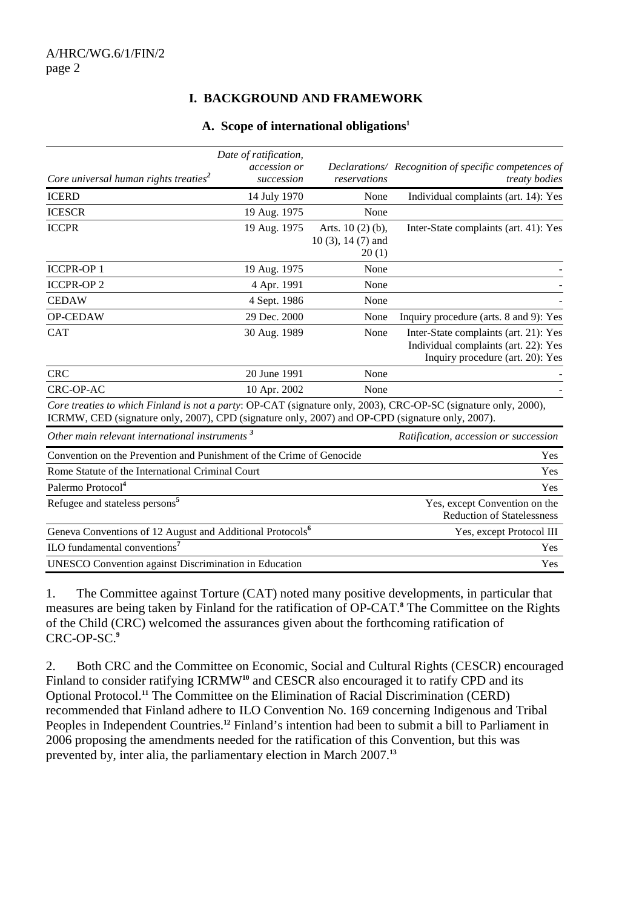## I. BACKGROUND AND FRAMEWORK

### A. Scope of international obligations[1]

| *Core universal human rights treaties*[2] | *Date of ratification, accession or succession* | *Declarations/ reservations* | *Recognition of specific competences of treaty bodies* |
|---|---|---|---|
| ICERD | 14 July 1970 | None | Individual complaints (art. 14): Yes |
| ICESCR | 19 Aug. 1975 | None | |
| ICCPR | 19 Aug. 1975 | Arts. 10 (2) (b), 10 (3), 14 (7) and 20 (1) | Inter-State complaints (art. 41): Yes |
| ICCPR-OP 1 | 19 Aug. 1975 | None | - |
| ICCPR-OP 2 | 4 Apr. 1991 | None | - |
| CEDAW | 4 Sept. 1986 | None | - |
| OP-CEDAW | 29 Dec. 2000 | None | Inquiry procedure (arts. 8 and 9): Yes |
| CAT | 30 Aug. 1989 | None | Inter-State complaints (art. 21): Yes<br>Individual complaints (art. 22): Yes<br>Inquiry procedure (art. 20): Yes |
| CRC | 20 June 1991 | None | - |
| CRC-OP-AC | 10 Apr. 2002 | None | - |

*Core treaties to which Finland is not a party*: OP-CAT (signature only, 2003), CRC-OP-SC (signature only, 2000), ICRMW, CED (signature only, 2007), CPD (signature only, 2007) and OP-CPD (signature only, 2007).

| *Other main relevant international instruments*[3] | *Ratification, accession or succession* |
|---|---|
| Convention on the Prevention and Punishment of the Crime of Genocide | Yes |
| Rome Statute of the International Criminal Court | Yes |
| Palermo Protocol[4] | Yes |
| Refugee and stateless persons[5] | Yes, except Convention on the Reduction of Statelessness |
| Geneva Conventions of 12 August and Additional Protocols[6] | Yes, except Protocol III |
| ILO fundamental conventions[7] | Yes |
| UNESCO Convention against Discrimination in Education | Yes |

1. The Committee against Torture (CAT) noted many positive developments, in particular that measures are being taken by Finland for the ratification of OP-CAT.[8] The Committee on the Rights of the Child (CRC) welcomed the assurances given about the forthcoming ratification of CRC-OP-SC.[9]

2. Both CRC and the Committee on Economic, Social and Cultural Rights (CESCR) encouraged Finland to consider ratifying ICRMW[10] and CESCR also encouraged it to ratify CPD and its Optional Protocol.[11] The Committee on the Elimination of Racial Discrimination (CERD) recommended that Finland adhere to ILO Convention No. 169 concerning Indigenous and Tribal Peoples in Independent Countries.[12] Finland's intention had been to submit a bill to Parliament in 2006 proposing the amendments needed for the ratification of this Convention, but this was prevented by, inter alia, the parliamentary election in March 2007.[13]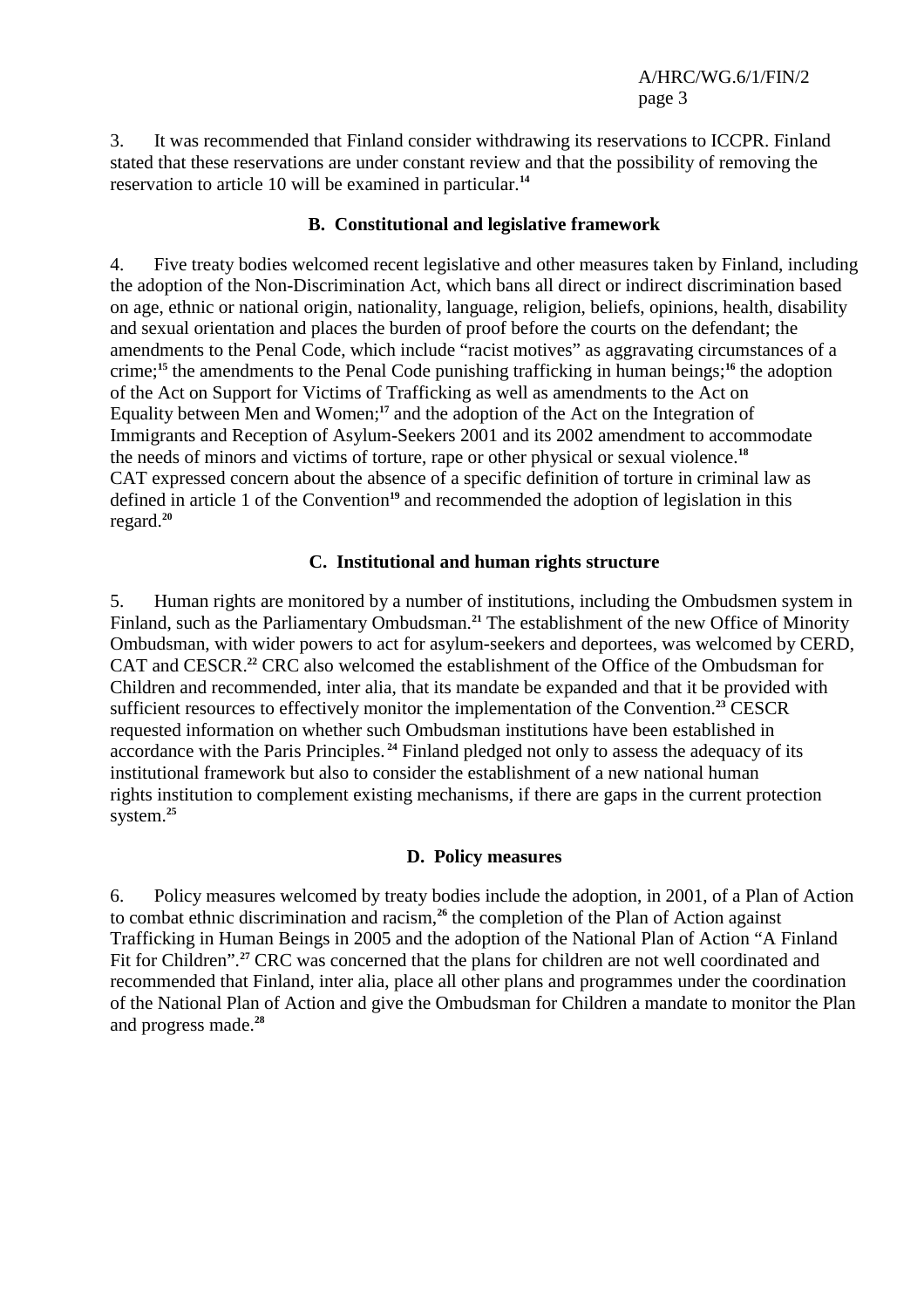3. It was recommended that Finland consider withdrawing its reservations to ICCPR. Finland stated that these reservations are under constant review and that the possibility of removing the reservation to article 10 will be examined in particular.[14]

### B. Constitutional and legislative framework

4. Five treaty bodies welcomed recent legislative and other measures taken by Finland, including the adoption of the Non-Discrimination Act, which bans all direct or indirect discrimination based on age, ethnic or national origin, nationality, language, religion, beliefs, opinions, health, disability and sexual orientation and places the burden of proof before the courts on the defendant; the amendments to the Penal Code, which include "racist motives" as aggravating circumstances of a crime;[15] the amendments to the Penal Code punishing trafficking in human beings;[16] the adoption of the Act on Support for Victims of Trafficking as well as amendments to the Act on Equality between Men and Women;[17] and the adoption of the Act on the Integration of Immigrants and Reception of Asylum-Seekers 2001 and its 2002 amendment to accommodate the needs of minors and victims of torture, rape or other physical or sexual violence.[18] CAT expressed concern about the absence of a specific definition of torture in criminal law as defined in article 1 of the Convention[19] and recommended the adoption of legislation in this regard.[20]

### C. Institutional and human rights structure

5. Human rights are monitored by a number of institutions, including the Ombudsmen system in Finland, such as the Parliamentary Ombudsman.[21] The establishment of the new Office of Minority Ombudsman, with wider powers to act for asylum-seekers and deportees, was welcomed by CERD, CAT and CESCR.[22] CRC also welcomed the establishment of the Office of the Ombudsman for Children and recommended, inter alia, that its mandate be expanded and that it be provided with sufficient resources to effectively monitor the implementation of the Convention.[23] CESCR requested information on whether such Ombudsman institutions have been established in accordance with the Paris Principles.[24] Finland pledged not only to assess the adequacy of its institutional framework but also to consider the establishment of a new national human rights institution to complement existing mechanisms, if there are gaps in the current protection system.[25]

### D. Policy measures

6. Policy measures welcomed by treaty bodies include the adoption, in 2001, of a Plan of Action to combat ethnic discrimination and racism,[26] the completion of the Plan of Action against Trafficking in Human Beings in 2005 and the adoption of the National Plan of Action "A Finland Fit for Children".[27] CRC was concerned that the plans for children are not well coordinated and recommended that Finland, inter alia, place all other plans and programmes under the coordination of the National Plan of Action and give the Ombudsman for Children a mandate to monitor the Plan and progress made.[28]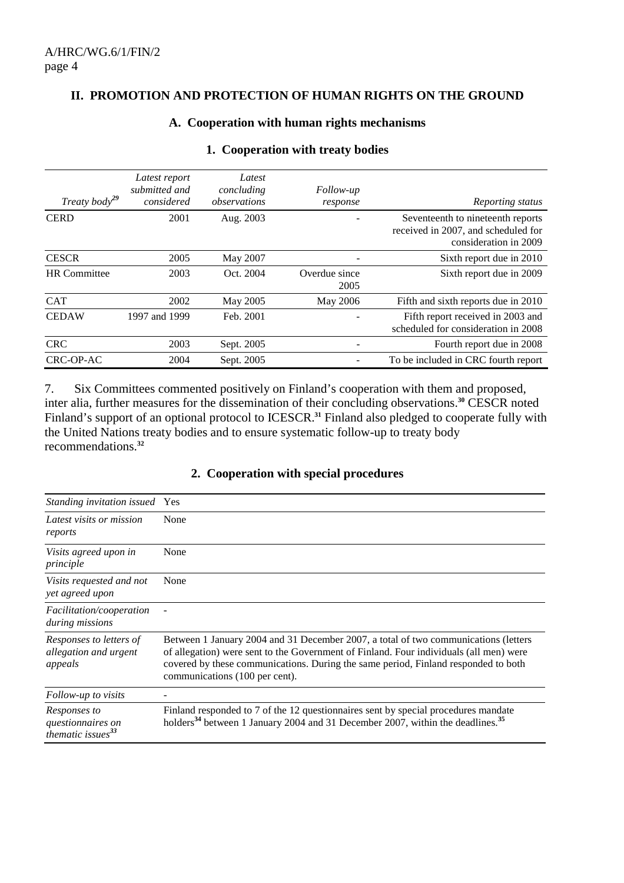## II. PROMOTION AND PROTECTION OF HUMAN RIGHTS ON THE GROUND

### A. Cooperation with human rights mechanisms

#### 1. Cooperation with treaty bodies

| *Treaty body*[29] | *Latest report submitted and considered* | *Latest concluding observations* | *Follow-up response* | *Reporting status* |
|---|---|---|---|---|
| CERD | 2001 | Aug. 2003 | - | Seventeenth to nineteenth reports received in 2007, and scheduled for consideration in 2009 |
| CESCR | 2005 | May 2007 | - | Sixth report due in 2010 |
| HR Committee | 2003 | Oct. 2004 | Overdue since 2005 | Sixth report due in 2009 |
| CAT | 2002 | May 2005 | May 2006 | Fifth and sixth reports due in 2010 |
| CEDAW | 1997 and 1999 | Feb. 2001 | - | Fifth report received in 2003 and scheduled for consideration in 2008 |
| CRC | 2003 | Sept. 2005 | - | Fourth report due in 2008 |
| CRC-OP-AC | 2004 | Sept. 2005 | - | To be included in CRC fourth report |

7. Six Committees commented positively on Finland's cooperation with them and proposed, inter alia, further measures for the dissemination of their concluding observations.[30] CESCR noted Finland's support of an optional protocol to ICESCR.[31] Finland also pledged to cooperate fully with the United Nations treaty bodies and to ensure systematic follow-up to treaty body recommendations.[32]

#### 2. Cooperation with special procedures

| | |
|---|---|
| *Standing invitation issued* | Yes |
| *Latest visits or mission reports* | None |
| *Visits agreed upon in principle* | None |
| *Visits requested and not yet agreed upon* | None |
| *Facilitation/cooperation during missions* | - |
| *Responses to letters of allegation and urgent appeals* | Between 1 January 2004 and 31 December 2007, a total of two communications (letters of allegation) were sent to the Government of Finland. Four individuals (all men) were covered by these communications. During the same period, Finland responded to both communications (100 per cent). |
| *Follow-up to visits* | - |
| *Responses to questionnaires on thematic issues*[33] | Finland responded to 7 of the 12 questionnaires sent by special procedures mandate holders[34] between 1 January 2004 and 31 December 2007, within the deadlines.[35] |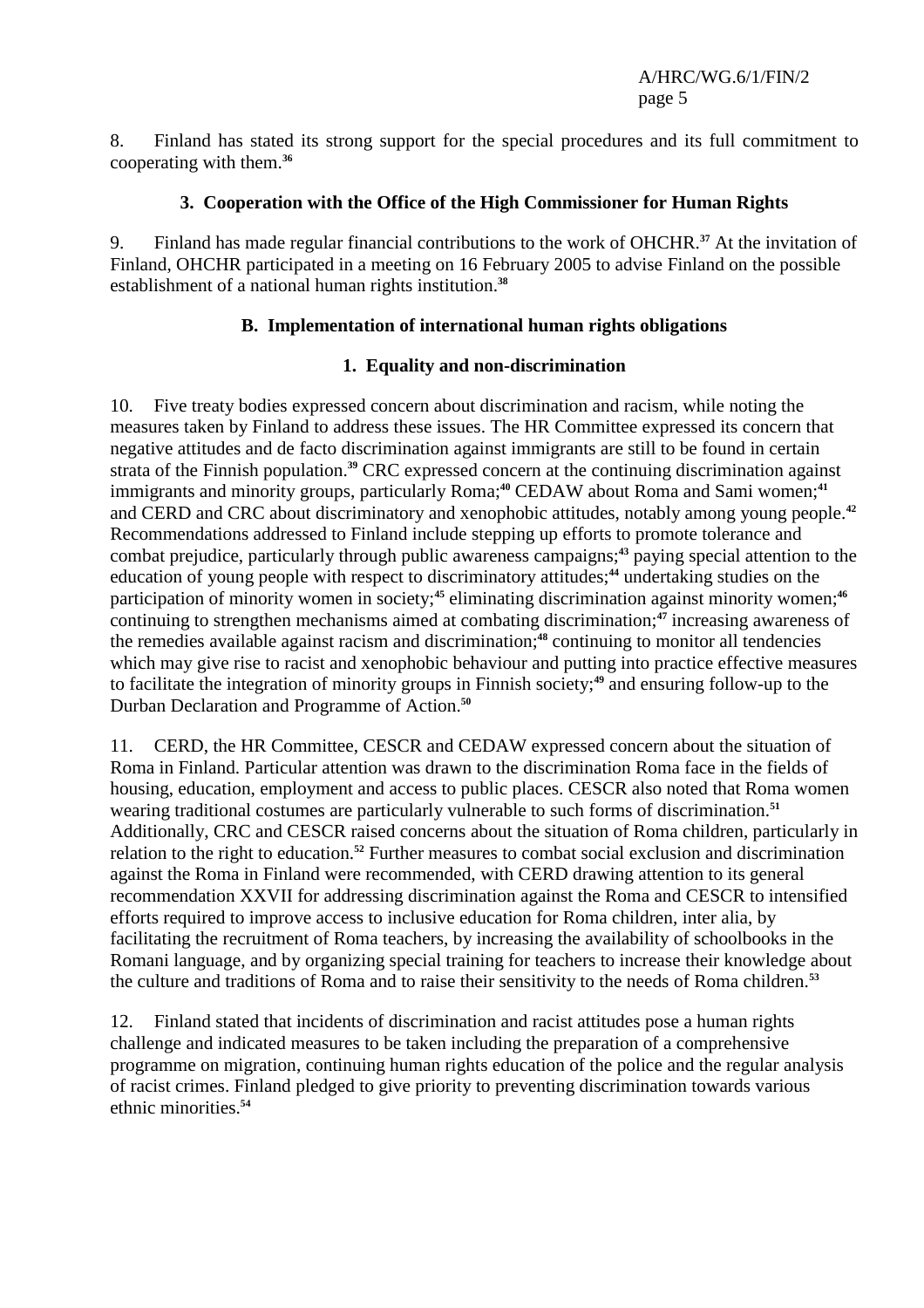8. Finland has stated its strong support for the special procedures and its full commitment to cooperating with them.[36]

### 3. Cooperation with the Office of the High Commissioner for Human Rights

9. Finland has made regular financial contributions to the work of OHCHR.[37] At the invitation of Finland, OHCHR participated in a meeting on 16 February 2005 to advise Finland on the possible establishment of a national human rights institution.[38]

## B. Implementation of international human rights obligations

### 1. Equality and non-discrimination

10. Five treaty bodies expressed concern about discrimination and racism, while noting the measures taken by Finland to address these issues. The HR Committee expressed its concern that negative attitudes and de facto discrimination against immigrants are still to be found in certain strata of the Finnish population.[39] CRC expressed concern at the continuing discrimination against immigrants and minority groups, particularly Roma;[40] CEDAW about Roma and Sami women;[41] and CERD and CRC about discriminatory and xenophobic attitudes, notably among young people.[42] Recommendations addressed to Finland include stepping up efforts to promote tolerance and combat prejudice, particularly through public awareness campaigns;[43] paying special attention to the education of young people with respect to discriminatory attitudes;[44] undertaking studies on the participation of minority women in society;[45] eliminating discrimination against minority women;[46] continuing to strengthen mechanisms aimed at combating discrimination;[47] increasing awareness of the remedies available against racism and discrimination;[48] continuing to monitor all tendencies which may give rise to racist and xenophobic behaviour and putting into practice effective measures to facilitate the integration of minority groups in Finnish society;[49] and ensuring follow-up to the Durban Declaration and Programme of Action.[50]

11. CERD, the HR Committee, CESCR and CEDAW expressed concern about the situation of Roma in Finland. Particular attention was drawn to the discrimination Roma face in the fields of housing, education, employment and access to public places. CESCR also noted that Roma women wearing traditional costumes are particularly vulnerable to such forms of discrimination.[51] Additionally, CRC and CESCR raised concerns about the situation of Roma children, particularly in relation to the right to education.[52] Further measures to combat social exclusion and discrimination against the Roma in Finland were recommended, with CERD drawing attention to its general recommendation XXVII for addressing discrimination against the Roma and CESCR to intensified efforts required to improve access to inclusive education for Roma children, inter alia, by facilitating the recruitment of Roma teachers, by increasing the availability of schoolbooks in the Romani language, and by organizing special training for teachers to increase their knowledge about the culture and traditions of Roma and to raise their sensitivity to the needs of Roma children.[53]

12. Finland stated that incidents of discrimination and racist attitudes pose a human rights challenge and indicated measures to be taken including the preparation of a comprehensive programme on migration, continuing human rights education of the police and the regular analysis of racist crimes. Finland pledged to give priority to preventing discrimination towards various ethnic minorities.[54]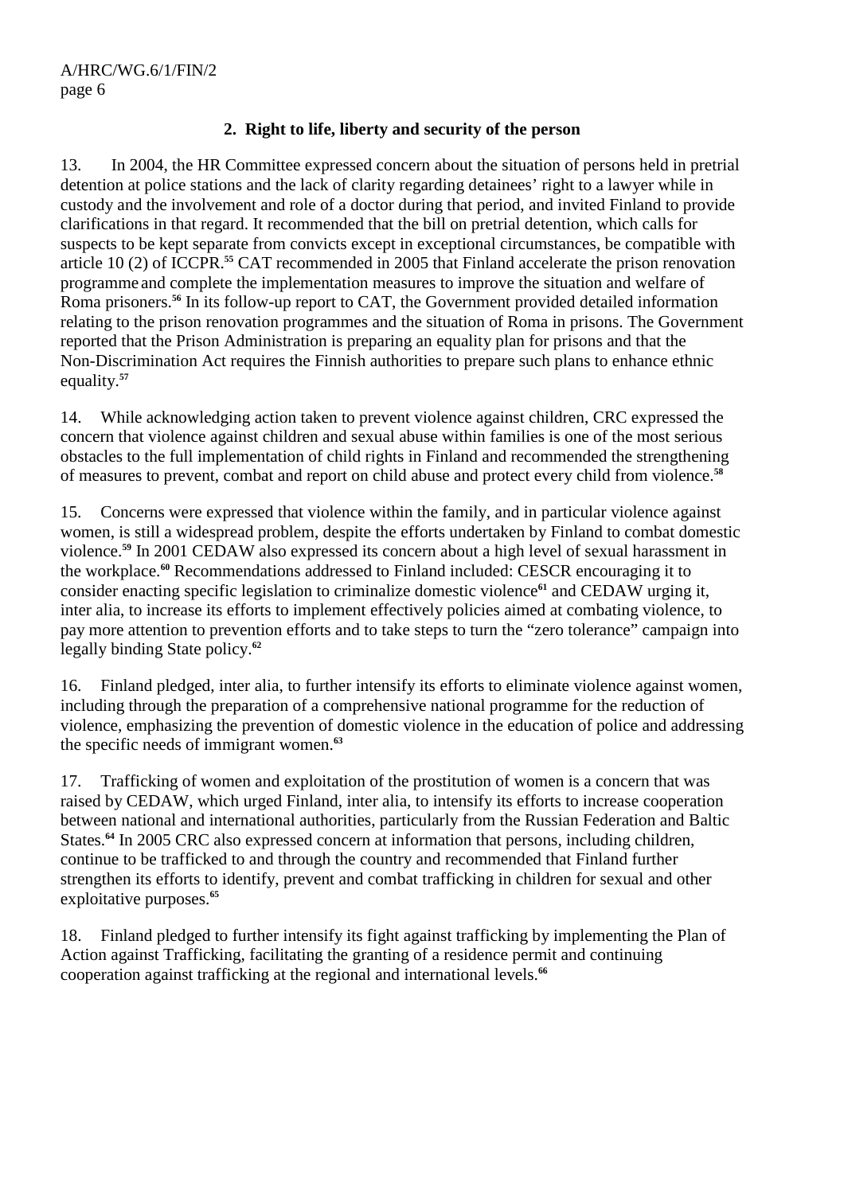## 2. Right to life, liberty and security of the person

13. In 2004, the HR Committee expressed concern about the situation of persons held in pretrial detention at police stations and the lack of clarity regarding detainees' right to a lawyer while in custody and the involvement and role of a doctor during that period, and invited Finland to provide clarifications in that regard. It recommended that the bill on pretrial detention, which calls for suspects to be kept separate from convicts except in exceptional circumstances, be compatible with article 10 (2) of ICCPR.[55] CAT recommended in 2005 that Finland accelerate the prison renovation programme and complete the implementation measures to improve the situation and welfare of Roma prisoners.[56] In its follow-up report to CAT, the Government provided detailed information relating to the prison renovation programmes and the situation of Roma in prisons. The Government reported that the Prison Administration is preparing an equality plan for prisons and that the Non-Discrimination Act requires the Finnish authorities to prepare such plans to enhance ethnic equality.[57]

14. While acknowledging action taken to prevent violence against children, CRC expressed the concern that violence against children and sexual abuse within families is one of the most serious obstacles to the full implementation of child rights in Finland and recommended the strengthening of measures to prevent, combat and report on child abuse and protect every child from violence.[58]

15. Concerns were expressed that violence within the family, and in particular violence against women, is still a widespread problem, despite the efforts undertaken by Finland to combat domestic violence.[59] In 2001 CEDAW also expressed its concern about a high level of sexual harassment in the workplace.[60] Recommendations addressed to Finland included: CESCR encouraging it to consider enacting specific legislation to criminalize domestic violence[61] and CEDAW urging it, inter alia, to increase its efforts to implement effectively policies aimed at combating violence, to pay more attention to prevention efforts and to take steps to turn the "zero tolerance" campaign into legally binding State policy.[62]

16. Finland pledged, inter alia, to further intensify its efforts to eliminate violence against women, including through the preparation of a comprehensive national programme for the reduction of violence, emphasizing the prevention of domestic violence in the education of police and addressing the specific needs of immigrant women.[63]

17. Trafficking of women and exploitation of the prostitution of women is a concern that was raised by CEDAW, which urged Finland, inter alia, to intensify its efforts to increase cooperation between national and international authorities, particularly from the Russian Federation and Baltic States.[64] In 2005 CRC also expressed concern at information that persons, including children, continue to be trafficked to and through the country and recommended that Finland further strengthen its efforts to identify, prevent and combat trafficking in children for sexual and other exploitative purposes.[65]

18. Finland pledged to further intensify its fight against trafficking by implementing the Plan of Action against Trafficking, facilitating the granting of a residence permit and continuing cooperation against trafficking at the regional and international levels.[66]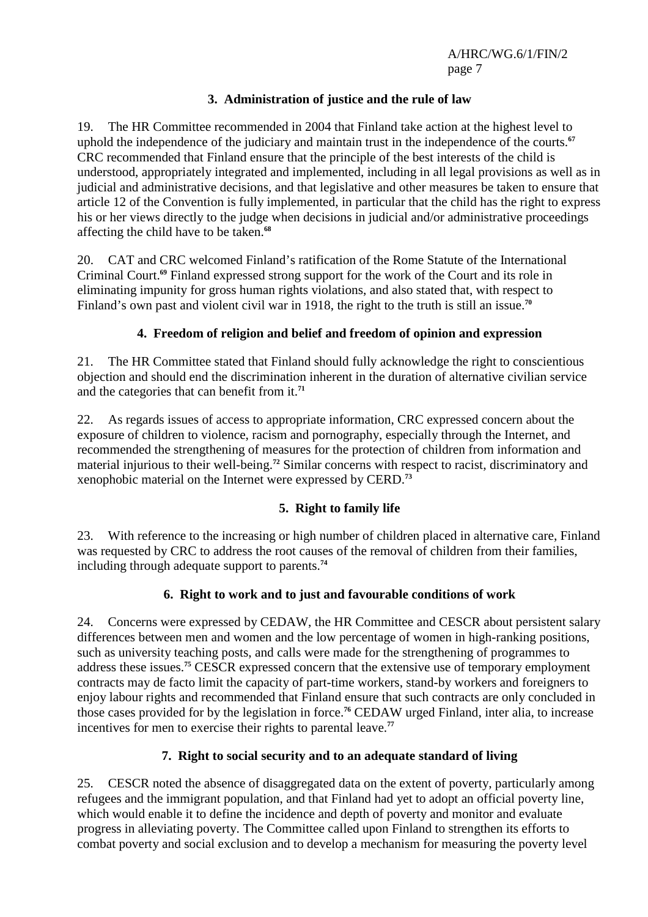### 3. Administration of justice and the rule of law

19. The HR Committee recommended in 2004 that Finland take action at the highest level to uphold the independence of the judiciary and maintain trust in the independence of the courts.[67] CRC recommended that Finland ensure that the principle of the best interests of the child is understood, appropriately integrated and implemented, including in all legal provisions as well as in judicial and administrative decisions, and that legislative and other measures be taken to ensure that article 12 of the Convention is fully implemented, in particular that the child has the right to express his or her views directly to the judge when decisions in judicial and/or administrative proceedings affecting the child have to be taken.[68]

20. CAT and CRC welcomed Finland's ratification of the Rome Statute of the International Criminal Court.[69] Finland expressed strong support for the work of the Court and its role in eliminating impunity for gross human rights violations, and also stated that, with respect to Finland's own past and violent civil war in 1918, the right to the truth is still an issue.[70]

### 4. Freedom of religion and belief and freedom of opinion and expression

21. The HR Committee stated that Finland should fully acknowledge the right to conscientious objection and should end the discrimination inherent in the duration of alternative civilian service and the categories that can benefit from it.[71]

22. As regards issues of access to appropriate information, CRC expressed concern about the exposure of children to violence, racism and pornography, especially through the Internet, and recommended the strengthening of measures for the protection of children from information and material injurious to their well-being.[72] Similar concerns with respect to racist, discriminatory and xenophobic material on the Internet were expressed by CERD.[73]

### 5. Right to family life

23. With reference to the increasing or high number of children placed in alternative care, Finland was requested by CRC to address the root causes of the removal of children from their families, including through adequate support to parents.[74]

### 6. Right to work and to just and favourable conditions of work

24. Concerns were expressed by CEDAW, the HR Committee and CESCR about persistent salary differences between men and women and the low percentage of women in high-ranking positions, such as university teaching posts, and calls were made for the strengthening of programmes to address these issues.[75] CESCR expressed concern that the extensive use of temporary employment contracts may de facto limit the capacity of part-time workers, stand-by workers and foreigners to enjoy labour rights and recommended that Finland ensure that such contracts are only concluded in those cases provided for by the legislation in force.[76] CEDAW urged Finland, inter alia, to increase incentives for men to exercise their rights to parental leave.[77]

### 7. Right to social security and to an adequate standard of living

25. CESCR noted the absence of disaggregated data on the extent of poverty, particularly among refugees and the immigrant population, and that Finland had yet to adopt an official poverty line, which would enable it to define the incidence and depth of poverty and monitor and evaluate progress in alleviating poverty. The Committee called upon Finland to strengthen its efforts to combat poverty and social exclusion and to develop a mechanism for measuring the poverty level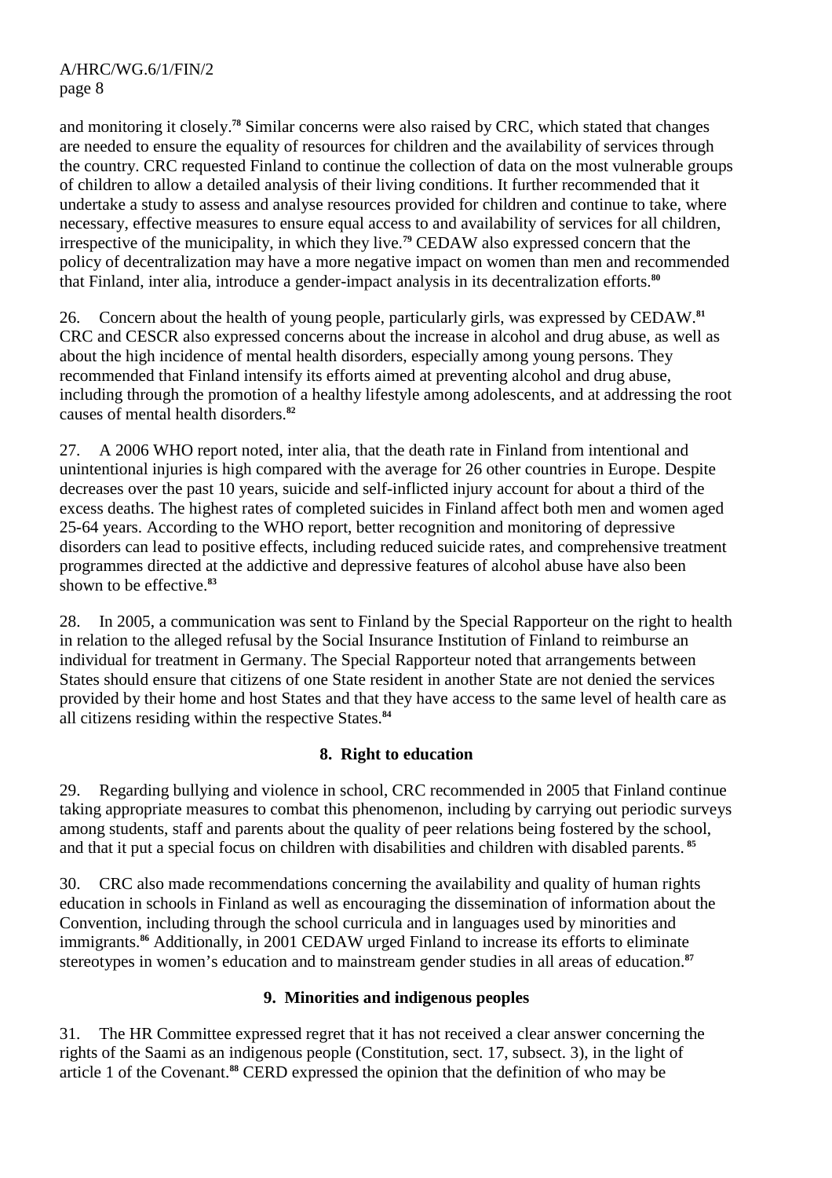and monitoring it closely.[78] Similar concerns were also raised by CRC, which stated that changes are needed to ensure the equality of resources for children and the availability of services through the country. CRC requested Finland to continue the collection of data on the most vulnerable groups of children to allow a detailed analysis of their living conditions. It further recommended that it undertake a study to assess and analyse resources provided for children and continue to take, where necessary, effective measures to ensure equal access to and availability of services for all children, irrespective of the municipality, in which they live.[79] CEDAW also expressed concern that the policy of decentralization may have a more negative impact on women than men and recommended that Finland, inter alia, introduce a gender-impact analysis in its decentralization efforts.[80]

26. Concern about the health of young people, particularly girls, was expressed by CEDAW.[81] CRC and CESCR also expressed concerns about the increase in alcohol and drug abuse, as well as about the high incidence of mental health disorders, especially among young persons. They recommended that Finland intensify its efforts aimed at preventing alcohol and drug abuse, including through the promotion of a healthy lifestyle among adolescents, and at addressing the root causes of mental health disorders.[82]

27. A 2006 WHO report noted, inter alia, that the death rate in Finland from intentional and unintentional injuries is high compared with the average for 26 other countries in Europe. Despite decreases over the past 10 years, suicide and self-inflicted injury account for about a third of the excess deaths. The highest rates of completed suicides in Finland affect both men and women aged 25-64 years. According to the WHO report, better recognition and monitoring of depressive disorders can lead to positive effects, including reduced suicide rates, and comprehensive treatment programmes directed at the addictive and depressive features of alcohol abuse have also been shown to be effective.[83]

28. In 2005, a communication was sent to Finland by the Special Rapporteur on the right to health in relation to the alleged refusal by the Social Insurance Institution of Finland to reimburse an individual for treatment in Germany. The Special Rapporteur noted that arrangements between States should ensure that citizens of one State resident in another State are not denied the services provided by their home and host States and that they have access to the same level of health care as all citizens residing within the respective States.[84]

### 8. Right to education

29. Regarding bullying and violence in school, CRC recommended in 2005 that Finland continue taking appropriate measures to combat this phenomenon, including by carrying out periodic surveys among students, staff and parents about the quality of peer relations being fostered by the school, and that it put a special focus on children with disabilities and children with disabled parents.[85]

30. CRC also made recommendations concerning the availability and quality of human rights education in schools in Finland as well as encouraging the dissemination of information about the Convention, including through the school curricula and in languages used by minorities and immigrants.[86] Additionally, in 2001 CEDAW urged Finland to increase its efforts to eliminate stereotypes in women's education and to mainstream gender studies in all areas of education.[87]

### 9. Minorities and indigenous peoples

31. The HR Committee expressed regret that it has not received a clear answer concerning the rights of the Saami as an indigenous people (Constitution, sect. 17, subsect. 3), in the light of article 1 of the Covenant.[88] CERD expressed the opinion that the definition of who may be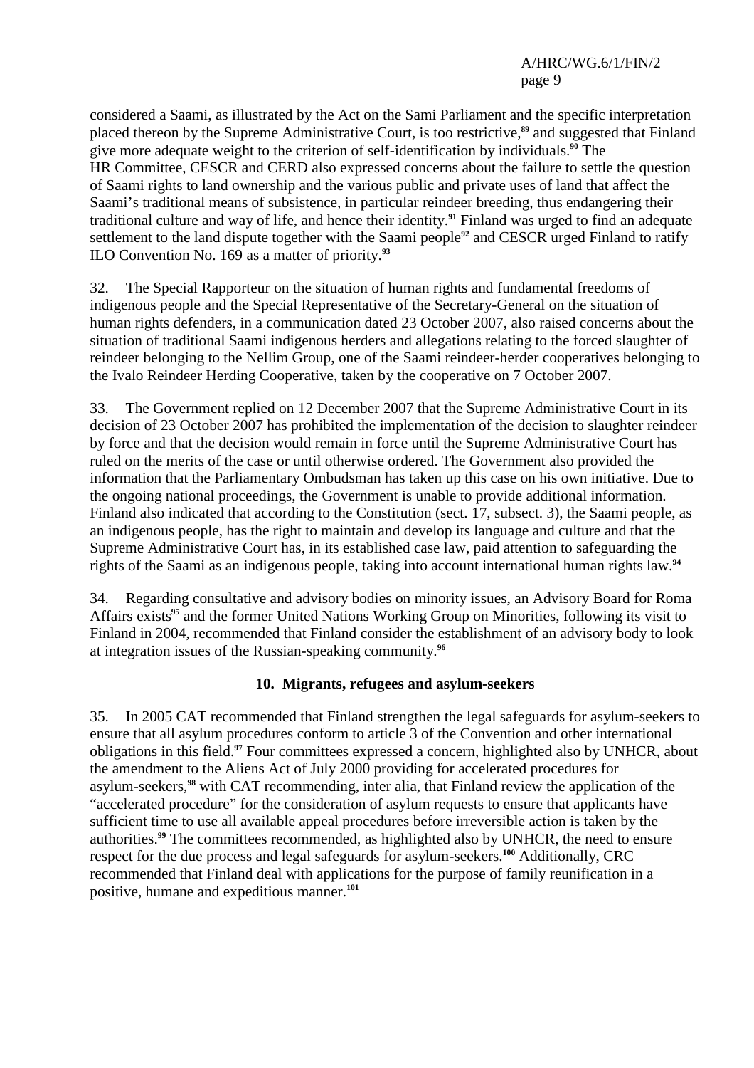considered a Saami, as illustrated by the Act on the Sami Parliament and the specific interpretation placed thereon by the Supreme Administrative Court, is too restrictive,[89] and suggested that Finland give more adequate weight to the criterion of self-identification by individuals.[90] The HR Committee, CESCR and CERD also expressed concerns about the failure to settle the question of Saami rights to land ownership and the various public and private uses of land that affect the Saami's traditional means of subsistence, in particular reindeer breeding, thus endangering their traditional culture and way of life, and hence their identity.[91] Finland was urged to find an adequate settlement to the land dispute together with the Saami people[92] and CESCR urged Finland to ratify ILO Convention No. 169 as a matter of priority.[93]

32. The Special Rapporteur on the situation of human rights and fundamental freedoms of indigenous people and the Special Representative of the Secretary-General on the situation of human rights defenders, in a communication dated 23 October 2007, also raised concerns about the situation of traditional Saami indigenous herders and allegations relating to the forced slaughter of reindeer belonging to the Nellim Group, one of the Saami reindeer-herder cooperatives belonging to the Ivalo Reindeer Herding Cooperative, taken by the cooperative on 7 October 2007.

33. The Government replied on 12 December 2007 that the Supreme Administrative Court in its decision of 23 October 2007 has prohibited the implementation of the decision to slaughter reindeer by force and that the decision would remain in force until the Supreme Administrative Court has ruled on the merits of the case or until otherwise ordered. The Government also provided the information that the Parliamentary Ombudsman has taken up this case on his own initiative. Due to the ongoing national proceedings, the Government is unable to provide additional information. Finland also indicated that according to the Constitution (sect. 17, subsect. 3), the Saami people, as an indigenous people, has the right to maintain and develop its language and culture and that the Supreme Administrative Court has, in its established case law, paid attention to safeguarding the rights of the Saami as an indigenous people, taking into account international human rights law.[94]

34. Regarding consultative and advisory bodies on minority issues, an Advisory Board for Roma Affairs exists[95] and the former United Nations Working Group on Minorities, following its visit to Finland in 2004, recommended that Finland consider the establishment of an advisory body to look at integration issues of the Russian-speaking community.[96]

### 10. Migrants, refugees and asylum-seekers

35. In 2005 CAT recommended that Finland strengthen the legal safeguards for asylum-seekers to ensure that all asylum procedures conform to article 3 of the Convention and other international obligations in this field.[97] Four committees expressed a concern, highlighted also by UNHCR, about the amendment to the Aliens Act of July 2000 providing for accelerated procedures for asylum-seekers,[98] with CAT recommending, inter alia, that Finland review the application of the "accelerated procedure" for the consideration of asylum requests to ensure that applicants have sufficient time to use all available appeal procedures before irreversible action is taken by the authorities.[99] The committees recommended, as highlighted also by UNHCR, the need to ensure respect for the due process and legal safeguards for asylum-seekers.[100] Additionally, CRC recommended that Finland deal with applications for the purpose of family reunification in a positive, humane and expeditious manner.[101]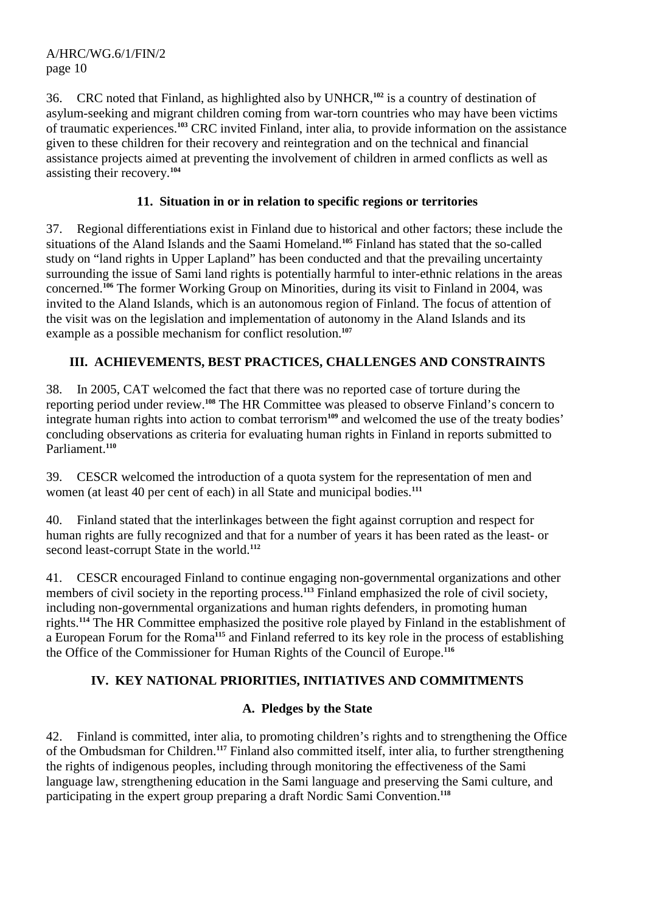36. CRC noted that Finland, as highlighted also by UNHCR,[102] is a country of destination of asylum-seeking and migrant children coming from war-torn countries who may have been victims of traumatic experiences.[103] CRC invited Finland, inter alia, to provide information on the assistance given to these children for their recovery and reintegration and on the technical and financial assistance projects aimed at preventing the involvement of children in armed conflicts as well as assisting their recovery.[104]

### 11. Situation in or in relation to specific regions or territories

37. Regional differentiations exist in Finland due to historical and other factors; these include the situations of the Aland Islands and the Saami Homeland.[105] Finland has stated that the so-called study on "land rights in Upper Lapland" has been conducted and that the prevailing uncertainty surrounding the issue of Sami land rights is potentially harmful to inter-ethnic relations in the areas concerned.[106] The former Working Group on Minorities, during its visit to Finland in 2004, was invited to the Aland Islands, which is an autonomous region of Finland. The focus of attention of the visit was on the legislation and implementation of autonomy in the Aland Islands and its example as a possible mechanism for conflict resolution.[107]

## III. ACHIEVEMENTS, BEST PRACTICES, CHALLENGES AND CONSTRAINTS

38. In 2005, CAT welcomed the fact that there was no reported case of torture during the reporting period under review.[108] The HR Committee was pleased to observe Finland's concern to integrate human rights into action to combat terrorism[109] and welcomed the use of the treaty bodies' concluding observations as criteria for evaluating human rights in Finland in reports submitted to Parliament.[110]

39. CESCR welcomed the introduction of a quota system for the representation of men and women (at least 40 per cent of each) in all State and municipal bodies.[111]

40. Finland stated that the interlinkages between the fight against corruption and respect for human rights are fully recognized and that for a number of years it has been rated as the least- or second least-corrupt State in the world.[112]

41. CESCR encouraged Finland to continue engaging non-governmental organizations and other members of civil society in the reporting process.[113] Finland emphasized the role of civil society, including non-governmental organizations and human rights defenders, in promoting human rights.[114] The HR Committee emphasized the positive role played by Finland in the establishment of a European Forum for the Roma[115] and Finland referred to its key role in the process of establishing the Office of the Commissioner for Human Rights of the Council of Europe.[116]

## IV. KEY NATIONAL PRIORITIES, INITIATIVES AND COMMITMENTS

### A. Pledges by the State

42. Finland is committed, inter alia, to promoting children's rights and to strengthening the Office of the Ombudsman for Children.[117] Finland also committed itself, inter alia, to further strengthening the rights of indigenous peoples, including through monitoring the effectiveness of the Sami language law, strengthening education in the Sami language and preserving the Sami culture, and participating in the expert group preparing a draft Nordic Sami Convention.[118]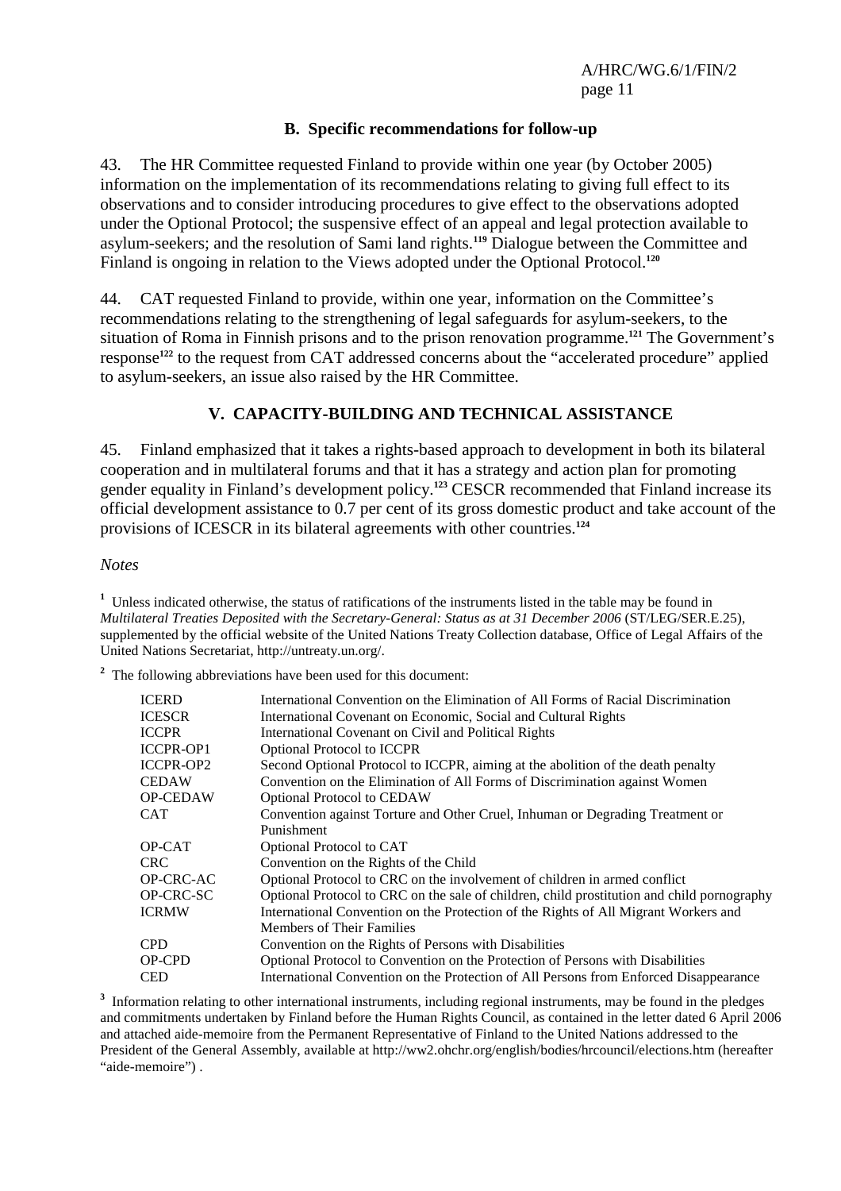### B. Specific recommendations for follow-up

43. The HR Committee requested Finland to provide within one year (by October 2005) information on the implementation of its recommendations relating to giving full effect to its observations and to consider introducing procedures to give effect to the observations adopted under the Optional Protocol; the suspensive effect of an appeal and legal protection available to asylum-seekers; and the resolution of Sami land rights.[119] Dialogue between the Committee and Finland is ongoing in relation to the Views adopted under the Optional Protocol.[120]

44. CAT requested Finland to provide, within one year, information on the Committee's recommendations relating to the strengthening of legal safeguards for asylum-seekers, to the situation of Roma in Finnish prisons and to the prison renovation programme.[121] The Government's response[122] to the request from CAT addressed concerns about the "accelerated procedure" applied to asylum-seekers, an issue also raised by the HR Committee.

## V. CAPACITY-BUILDING AND TECHNICAL ASSISTANCE

45. Finland emphasized that it takes a rights-based approach to development in both its bilateral cooperation and in multilateral forums and that it has a strategy and action plan for promoting gender equality in Finland's development policy.[123] CESCR recommended that Finland increase its official development assistance to 0.7 per cent of its gross domestic product and take account of the provisions of ICESCR in its bilateral agreements with other countries.[124]

*Notes*

[1] Unless indicated otherwise, the status of ratifications of the instruments listed in the table may be found in *Multilateral Treaties Deposited with the Secretary-General: Status as at 31 December 2006* (ST/LEG/SER.E.25), supplemented by the official website of the United Nations Treaty Collection database, Office of Legal Affairs of the United Nations Secretariat, http://untreaty.un.org/.

[2] The following abbreviations have been used for this document:

| | |
|---|---|
| ICERD | International Convention on the Elimination of All Forms of Racial Discrimination |
| ICESCR | International Covenant on Economic, Social and Cultural Rights |
| ICCPR | International Covenant on Civil and Political Rights |
| ICCPR-OP1 | Optional Protocol to ICCPR |
| ICCPR-OP2 | Second Optional Protocol to ICCPR, aiming at the abolition of the death penalty |
| CEDAW | Convention on the Elimination of All Forms of Discrimination against Women |
| OP-CEDAW | Optional Protocol to CEDAW |
| CAT | Convention against Torture and Other Cruel, Inhuman or Degrading Treatment or Punishment |
| OP-CAT | Optional Protocol to CAT |
| CRC | Convention on the Rights of the Child |
| OP-CRC-AC | Optional Protocol to CRC on the involvement of children in armed conflict |
| OP-CRC-SC | Optional Protocol to CRC on the sale of children, child prostitution and child pornography |
| ICRMW | International Convention on the Protection of the Rights of All Migrant Workers and Members of Their Families |
| CPD | Convention on the Rights of Persons with Disabilities |
| OP-CPD | Optional Protocol to Convention on the Protection of Persons with Disabilities |
| CED | International Convention on the Protection of All Persons from Enforced Disappearance |

[3] Information relating to other international instruments, including regional instruments, may be found in the pledges and commitments undertaken by Finland before the Human Rights Council, as contained in the letter dated 6 April 2006 and attached aide-memoire from the Permanent Representative of Finland to the United Nations addressed to the President of the General Assembly, available at http://ww2.ohchr.org/english/bodies/hrcouncil/elections.htm (hereafter "aide-memoire") .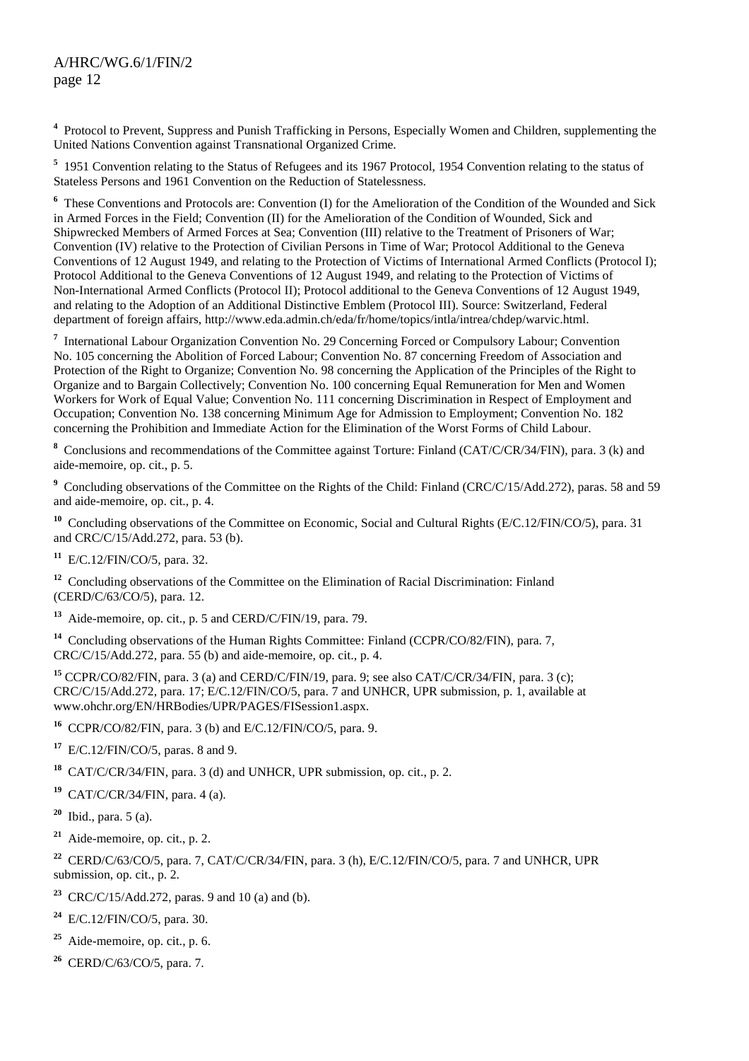[4] Protocol to Prevent, Suppress and Punish Trafficking in Persons, Especially Women and Children, supplementing the United Nations Convention against Transnational Organized Crime.

[5] 1951 Convention relating to the Status of Refugees and its 1967 Protocol, 1954 Convention relating to the status of Stateless Persons and 1961 Convention on the Reduction of Statelessness.

[6] These Conventions and Protocols are: Convention (I) for the Amelioration of the Condition of the Wounded and Sick in Armed Forces in the Field; Convention (II) for the Amelioration of the Condition of Wounded, Sick and Shipwrecked Members of Armed Forces at Sea; Convention (III) relative to the Treatment of Prisoners of War; Convention (IV) relative to the Protection of Civilian Persons in Time of War; Protocol Additional to the Geneva Conventions of 12 August 1949, and relating to the Protection of Victims of International Armed Conflicts (Protocol I); Protocol Additional to the Geneva Conventions of 12 August 1949, and relating to the Protection of Victims of Non-International Armed Conflicts (Protocol II); Protocol additional to the Geneva Conventions of 12 August 1949, and relating to the Adoption of an Additional Distinctive Emblem (Protocol III). Source: Switzerland, Federal department of foreign affairs, http://www.eda.admin.ch/eda/fr/home/topics/intla/intrea/chdep/warvic.html.

[7] International Labour Organization Convention No. 29 Concerning Forced or Compulsory Labour; Convention No. 105 concerning the Abolition of Forced Labour; Convention No. 87 concerning Freedom of Association and Protection of the Right to Organize; Convention No. 98 concerning the Application of the Principles of the Right to Organize and to Bargain Collectively; Convention No. 100 concerning Equal Remuneration for Men and Women Workers for Work of Equal Value; Convention No. 111 concerning Discrimination in Respect of Employment and Occupation; Convention No. 138 concerning Minimum Age for Admission to Employment; Convention No. 182 concerning the Prohibition and Immediate Action for the Elimination of the Worst Forms of Child Labour.

[8] Conclusions and recommendations of the Committee against Torture: Finland (CAT/C/CR/34/FIN), para. 3 (k) and aide-memoire, op. cit., p. 5.

[9] Concluding observations of the Committee on the Rights of the Child: Finland (CRC/C/15/Add.272), paras. 58 and 59 and aide-memoire, op. cit., p. 4.

[10] Concluding observations of the Committee on Economic, Social and Cultural Rights (E/C.12/FIN/CO/5), para. 31 and CRC/C/15/Add.272, para. 53 (b).

[11] E/C.12/FIN/CO/5, para. 32.

[12] Concluding observations of the Committee on the Elimination of Racial Discrimination: Finland (CERD/C/63/CO/5), para. 12.

[13] Aide-memoire, op. cit., p. 5 and CERD/C/FIN/19, para. 79.

[14] Concluding observations of the Human Rights Committee: Finland (CCPR/CO/82/FIN), para. 7, CRC/C/15/Add.272, para. 55 (b) and aide-memoire, op. cit., p. 4.

[15] CCPR/CO/82/FIN, para. 3 (a) and CERD/C/FIN/19, para. 9; see also CAT/C/CR/34/FIN, para. 3 (c); CRC/C/15/Add.272, para. 17; E/C.12/FIN/CO/5, para. 7 and UNHCR, UPR submission, p. 1, available at www.ohchr.org/EN/HRBodies/UPR/PAGES/FISession1.aspx.

[16] CCPR/CO/82/FIN, para. 3 (b) and E/C.12/FIN/CO/5, para. 9.

[17] E/C.12/FIN/CO/5, paras. 8 and 9.

[18] CAT/C/CR/34/FIN, para. 3 (d) and UNHCR, UPR submission, op. cit., p. 2.

[19] CAT/C/CR/34/FIN, para. 4 (a).

[20] Ibid., para. 5 (a).

[21] Aide-memoire, op. cit., p. 2.

[22] CERD/C/63/CO/5, para. 7, CAT/C/CR/34/FIN, para. 3 (h), E/C.12/FIN/CO/5, para. 7 and UNHCR, UPR submission, op. cit., p. 2.

[23] CRC/C/15/Add.272, paras. 9 and 10 (a) and (b).

[24] E/C.12/FIN/CO/5, para. 30.

[25] Aide-memoire, op. cit., p. 6.

[26] CERD/C/63/CO/5, para. 7.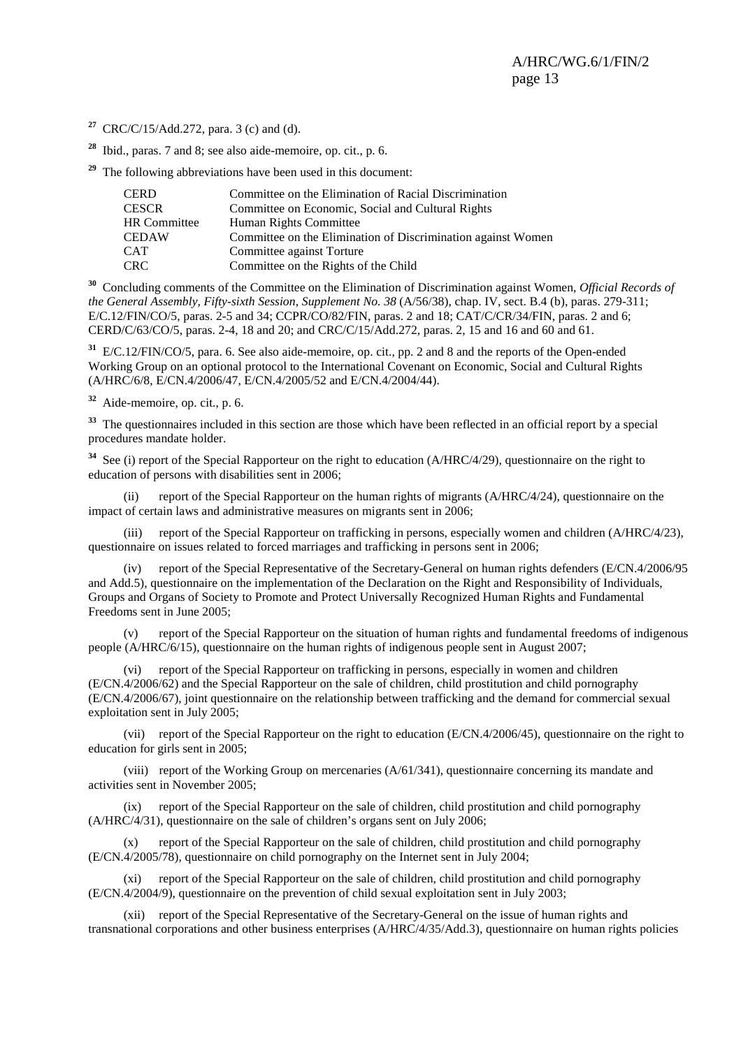[27] CRC/C/15/Add.272, para. 3 (c) and (d).

[28] Ibid., paras. 7 and 8; see also aide-memoire, op. cit., p. 6.

[29] The following abbreviations have been used in this document:

| | |
|---|---|
| CERD | Committee on the Elimination of Racial Discrimination |
| CESCR | Committee on Economic, Social and Cultural Rights |
| HR Committee | Human Rights Committee |
| CEDAW | Committee on the Elimination of Discrimination against Women |
| CAT | Committee against Torture |
| CRC | Committee on the Rights of the Child |

[30] Concluding comments of the Committee on the Elimination of Discrimination against Women, *Official Records of the General Assembly, Fifty-sixth Session, Supplement No. 38* (A/56/38), chap. IV, sect. B.4 (b), paras. 279-311; E/C.12/FIN/CO/5, paras. 2-5 and 34; CCPR/CO/82/FIN, paras. 2 and 18; CAT/C/CR/34/FIN, paras. 2 and 6; CERD/C/63/CO/5, paras. 2-4, 18 and 20; and CRC/C/15/Add.272, paras. 2, 15 and 16 and 60 and 61.

[31] E/C.12/FIN/CO/5, para. 6. See also aide-memoire, op. cit., pp. 2 and 8 and the reports of the Open-ended Working Group on an optional protocol to the International Covenant on Economic, Social and Cultural Rights (A/HRC/6/8, E/CN.4/2006/47, E/CN.4/2005/52 and E/CN.4/2004/44).

[32] Aide-memoire, op. cit., p. 6.

[33] The questionnaires included in this section are those which have been reflected in an official report by a special procedures mandate holder.

[34] See (i) report of the Special Rapporteur on the right to education (A/HRC/4/29), questionnaire on the right to education of persons with disabilities sent in 2006;

(ii) report of the Special Rapporteur on the human rights of migrants (A/HRC/4/24), questionnaire on the impact of certain laws and administrative measures on migrants sent in 2006;

(iii) report of the Special Rapporteur on trafficking in persons, especially women and children (A/HRC/4/23), questionnaire on issues related to forced marriages and trafficking in persons sent in 2006;

(iv) report of the Special Representative of the Secretary-General on human rights defenders (E/CN.4/2006/95 and Add.5), questionnaire on the implementation of the Declaration on the Right and Responsibility of Individuals, Groups and Organs of Society to Promote and Protect Universally Recognized Human Rights and Fundamental Freedoms sent in June 2005;

(v) report of the Special Rapporteur on the situation of human rights and fundamental freedoms of indigenous people (A/HRC/6/15), questionnaire on the human rights of indigenous people sent in August 2007;

(vi) report of the Special Rapporteur on trafficking in persons, especially in women and children (E/CN.4/2006/62) and the Special Rapporteur on the sale of children, child prostitution and child pornography (E/CN.4/2006/67), joint questionnaire on the relationship between trafficking and the demand for commercial sexual exploitation sent in July 2005;

(vii) report of the Special Rapporteur on the right to education (E/CN.4/2006/45), questionnaire on the right to education for girls sent in 2005;

(viii) report of the Working Group on mercenaries (A/61/341), questionnaire concerning its mandate and activities sent in November 2005;

(ix) report of the Special Rapporteur on the sale of children, child prostitution and child pornography (A/HRC/4/31), questionnaire on the sale of children's organs sent on July 2006;

(x) report of the Special Rapporteur on the sale of children, child prostitution and child pornography (E/CN.4/2005/78), questionnaire on child pornography on the Internet sent in July 2004;

(xi) report of the Special Rapporteur on the sale of children, child prostitution and child pornography (E/CN.4/2004/9), questionnaire on the prevention of child sexual exploitation sent in July 2003;

(xii) report of the Special Representative of the Secretary-General on the issue of human rights and transnational corporations and other business enterprises (A/HRC/4/35/Add.3), questionnaire on human rights policies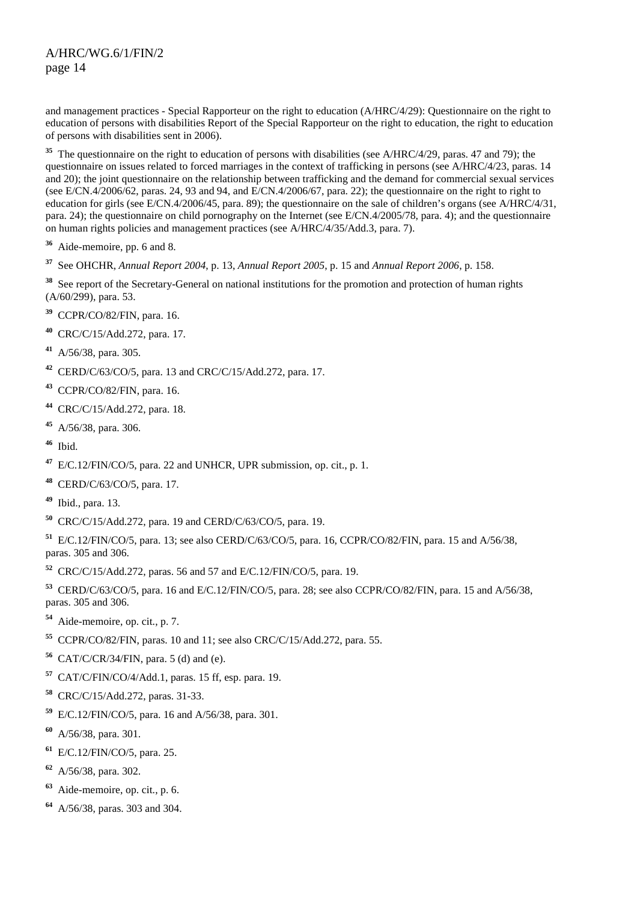and management practices - Special Rapporteur on the right to education (A/HRC/4/29): Questionnaire on the right to education of persons with disabilities Report of the Special Rapporteur on the right to education, the right to education of persons with disabilities sent in 2006).

[35] The questionnaire on the right to education of persons with disabilities (see A/HRC/4/29, paras. 47 and 79); the questionnaire on issues related to forced marriages in the context of trafficking in persons (see A/HRC/4/23, paras. 14 and 20); the joint questionnaire on the relationship between trafficking and the demand for commercial sexual services (see E/CN.4/2006/62, paras. 24, 93 and 94, and E/CN.4/2006/67, para. 22); the questionnaire on the right to right to education for girls (see E/CN.4/2006/45, para. 89); the questionnaire on the sale of children's organs (see A/HRC/4/31, para. 24); the questionnaire on child pornography on the Internet (see E/CN.4/2005/78, para. 4); and the questionnaire on human rights policies and management practices (see A/HRC/4/35/Add.3, para. 7).

[36] Aide-memoire, pp. 6 and 8.

[37] See OHCHR, *Annual Report 2004*, p. 13, *Annual Report 2005*, p. 15 and *Annual Report 2006*, p. 158.

[38] See report of the Secretary-General on national institutions for the promotion and protection of human rights (A/60/299), para. 53.

[39] CCPR/CO/82/FIN, para. 16.

[40] CRC/C/15/Add.272, para. 17.

[41] A/56/38, para. 305.

[42] CERD/C/63/CO/5, para. 13 and CRC/C/15/Add.272, para. 17.

[43] CCPR/CO/82/FIN, para. 16.

[44] CRC/C/15/Add.272, para. 18.

[45] A/56/38, para. 306.

[46] Ibid.

[47] E/C.12/FIN/CO/5, para. 22 and UNHCR, UPR submission, op. cit., p. 1.

[48] CERD/C/63/CO/5, para. 17.

[49] Ibid., para. 13.

[50] CRC/C/15/Add.272, para. 19 and CERD/C/63/CO/5, para. 19.

[51] E/C.12/FIN/CO/5, para. 13; see also CERD/C/63/CO/5, para. 16, CCPR/CO/82/FIN, para. 15 and A/56/38, paras. 305 and 306.

[52] CRC/C/15/Add.272, paras. 56 and 57 and E/C.12/FIN/CO/5, para. 19.

[53] CERD/C/63/CO/5, para. 16 and E/C.12/FIN/CO/5, para. 28; see also CCPR/CO/82/FIN, para. 15 and A/56/38, paras. 305 and 306.

[54] Aide-memoire, op. cit., p. 7.

[55] CCPR/CO/82/FIN, paras. 10 and 11; see also CRC/C/15/Add.272, para. 55.

[56] CAT/C/CR/34/FIN, para. 5 (d) and (e).

[57] CAT/C/FIN/CO/4/Add.1, paras. 15 ff, esp. para. 19.

[58] CRC/C/15/Add.272, paras. 31-33.

[59] E/C.12/FIN/CO/5, para. 16 and A/56/38, para. 301.

[60] A/56/38, para. 301.

[61] E/C.12/FIN/CO/5, para. 25.

[62] A/56/38, para. 302.

[63] Aide-memoire, op. cit., p. 6.

[64] A/56/38, paras. 303 and 304.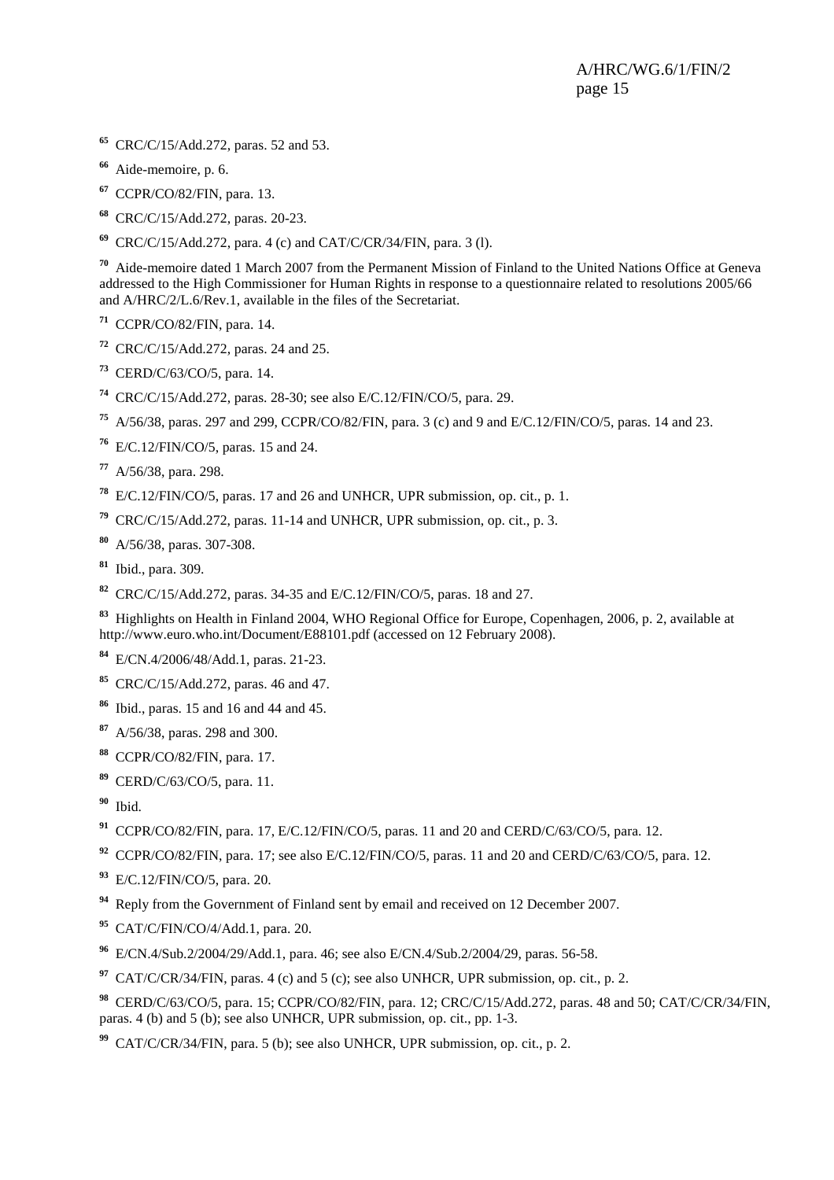[65] CRC/C/15/Add.272, paras. 52 and 53.

[66] Aide-memoire, p. 6.

[67] CCPR/CO/82/FIN, para. 13.

[68] CRC/C/15/Add.272, paras. 20-23.

[69] CRC/C/15/Add.272, para. 4 (c) and CAT/C/CR/34/FIN, para. 3 (l).

[70] Aide-memoire dated 1 March 2007 from the Permanent Mission of Finland to the United Nations Office at Geneva addressed to the High Commissioner for Human Rights in response to a questionnaire related to resolutions 2005/66 and A/HRC/2/L.6/Rev.1, available in the files of the Secretariat.

[71] CCPR/CO/82/FIN, para. 14.

[72] CRC/C/15/Add.272, paras. 24 and 25.

[73] CERD/C/63/CO/5, para. 14.

[74] CRC/C/15/Add.272, paras. 28-30; see also E/C.12/FIN/CO/5, para. 29.

[75] A/56/38, paras. 297 and 299, CCPR/CO/82/FIN, para. 3 (c) and 9 and E/C.12/FIN/CO/5, paras. 14 and 23.

[76] E/C.12/FIN/CO/5, paras. 15 and 24.

[77] A/56/38, para. 298.

[78] E/C.12/FIN/CO/5, paras. 17 and 26 and UNHCR, UPR submission, op. cit., p. 1.

[79] CRC/C/15/Add.272, paras. 11-14 and UNHCR, UPR submission, op. cit., p. 3.

[80] A/56/38, paras. 307-308.

[81] Ibid., para. 309.

[82] CRC/C/15/Add.272, paras. 34-35 and E/C.12/FIN/CO/5, paras. 18 and 27.

[83] Highlights on Health in Finland 2004, WHO Regional Office for Europe, Copenhagen, 2006, p. 2, available at http://www.euro.who.int/Document/E88101.pdf (accessed on 12 February 2008).

[84] E/CN.4/2006/48/Add.1, paras. 21-23.

[85] CRC/C/15/Add.272, paras. 46 and 47.

[86] Ibid., paras. 15 and 16 and 44 and 45.

[87] A/56/38, paras. 298 and 300.

[88] CCPR/CO/82/FIN, para. 17.

[89] CERD/C/63/CO/5, para. 11.

[90] Ibid.

[91] CCPR/CO/82/FIN, para. 17, E/C.12/FIN/CO/5, paras. 11 and 20 and CERD/C/63/CO/5, para. 12.

[92] CCPR/CO/82/FIN, para. 17; see also E/C.12/FIN/CO/5, paras. 11 and 20 and CERD/C/63/CO/5, para. 12.

[93] E/C.12/FIN/CO/5, para. 20.

[94] Reply from the Government of Finland sent by email and received on 12 December 2007.

[95] CAT/C/FIN/CO/4/Add.1, para. 20.

[96] E/CN.4/Sub.2/2004/29/Add.1, para. 46; see also E/CN.4/Sub.2/2004/29, paras. 56-58.

[97] CAT/C/CR/34/FIN, paras. 4 (c) and 5 (c); see also UNHCR, UPR submission, op. cit., p. 2.

[98] CERD/C/63/CO/5, para. 15; CCPR/CO/82/FIN, para. 12; CRC/C/15/Add.272, paras. 48 and 50; CAT/C/CR/34/FIN, paras. 4 (b) and 5 (b); see also UNHCR, UPR submission, op. cit., pp. 1-3.

[99] CAT/C/CR/34/FIN, para. 5 (b); see also UNHCR, UPR submission, op. cit., p. 2.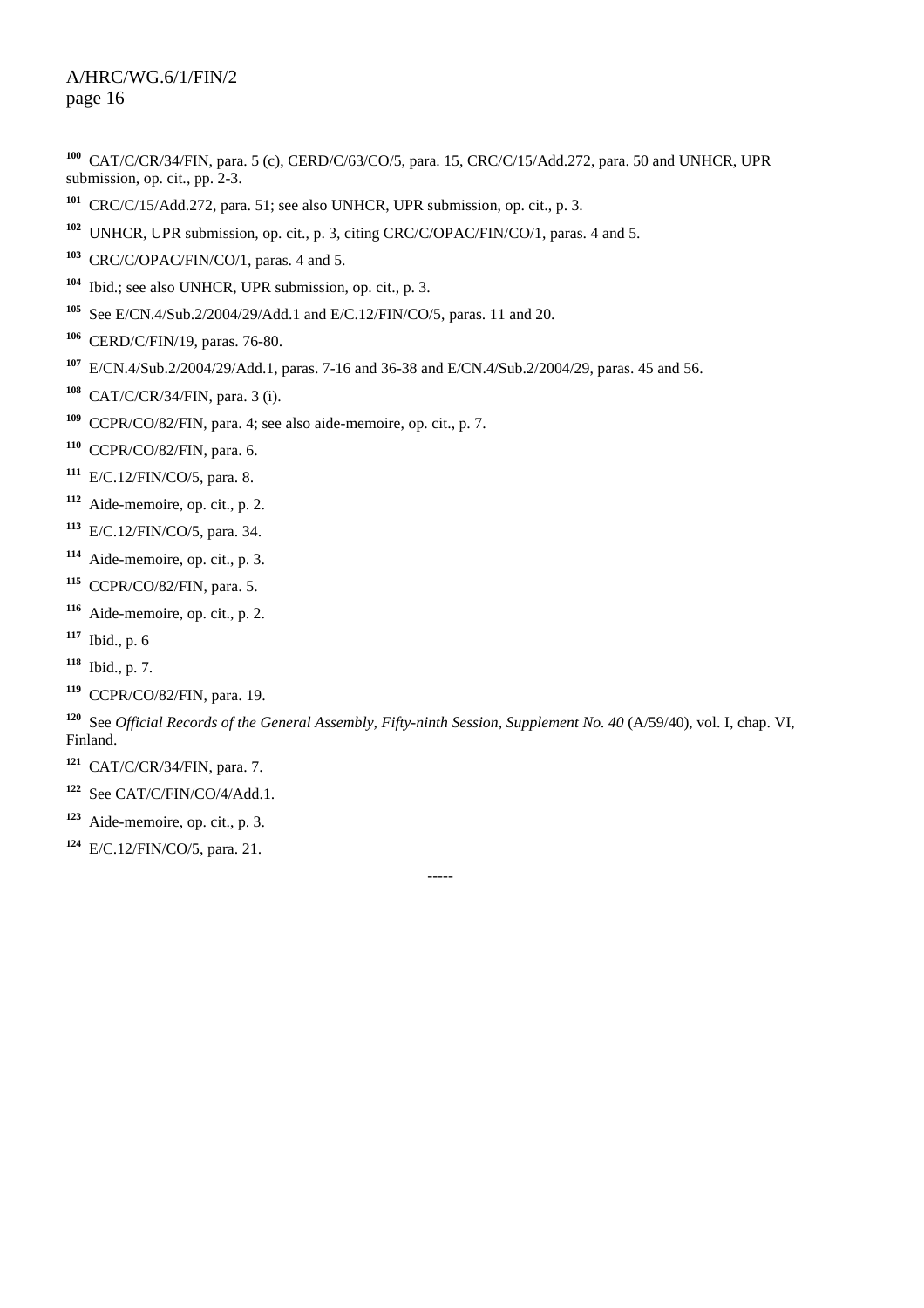[100] CAT/C/CR/34/FIN, para. 5 (c), CERD/C/63/CO/5, para. 15, CRC/C/15/Add.272, para. 50 and UNHCR, UPR submission, op. cit., pp. 2-3.

[101] CRC/C/15/Add.272, para. 51; see also UNHCR, UPR submission, op. cit., p. 3.

[102] UNHCR, UPR submission, op. cit., p. 3, citing CRC/C/OPAC/FIN/CO/1, paras. 4 and 5.

[103] CRC/C/OPAC/FIN/CO/1, paras. 4 and 5.

[104] Ibid.; see also UNHCR, UPR submission, op. cit., p. 3.

[105] See E/CN.4/Sub.2/2004/29/Add.1 and E/C.12/FIN/CO/5, paras. 11 and 20.

[106] CERD/C/FIN/19, paras. 76-80.

[107] E/CN.4/Sub.2/2004/29/Add.1, paras. 7-16 and 36-38 and E/CN.4/Sub.2/2004/29, paras. 45 and 56.

[108] CAT/C/CR/34/FIN, para. 3 (i).

[109] CCPR/CO/82/FIN, para. 4; see also aide-memoire, op. cit., p. 7.

[110] CCPR/CO/82/FIN, para. 6.

[111] E/C.12/FIN/CO/5, para. 8.

[112] Aide-memoire, op. cit., p. 2.

[113] E/C.12/FIN/CO/5, para. 34.

[114] Aide-memoire, op. cit., p. 3.

[115] CCPR/CO/82/FIN, para. 5.

[116] Aide-memoire, op. cit., p. 2.

[117] Ibid., p. 6

[118] Ibid., p. 7.

[119] CCPR/CO/82/FIN, para. 19.

[120] See *Official Records of the General Assembly, Fifty-ninth Session, Supplement No. 40* (A/59/40), vol. I, chap. VI, Finland.

[121] CAT/C/CR/34/FIN, para. 7.

[122] See CAT/C/FIN/CO/4/Add.1.

[123] Aide-memoire, op. cit., p. 3.

[124] E/C.12/FIN/CO/5, para. 21.

-----